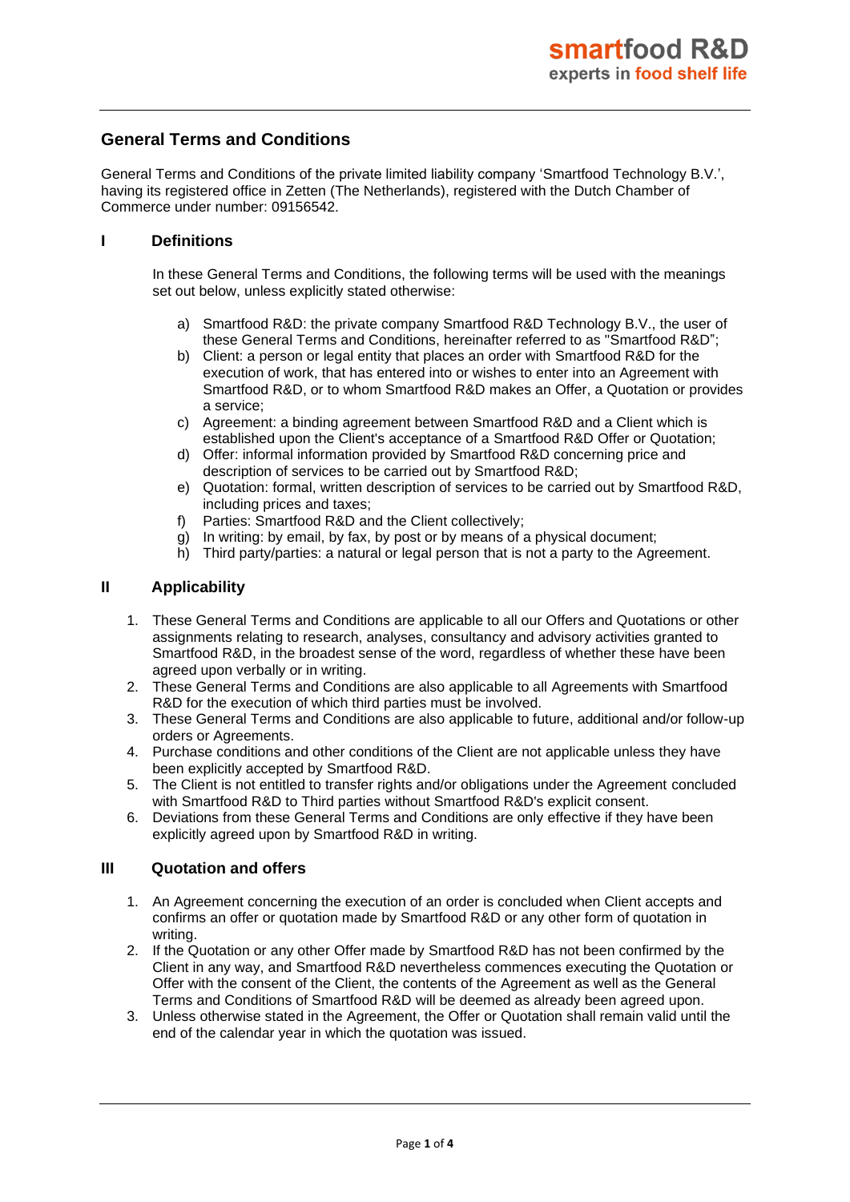# General Terms and Conditions

General Terms and Conditions of the private limited liability company 'Smartfood Technology B.V.', having its registered office in Zetten (The Netherlands), registered with the Dutch Chamber of Commerce under number: 09156542.

## I Definitions

In these General Terms and Conditions, the following terms will be used with the meanings set out below, unless explicitly stated otherwise:

a) Smartfood R&D: the private company Smartfood R&D Technology B.V., the user of these General Terms and Conditions, hereinafter referred to as "Smartfood R&D";
b) Client: a person or legal entity that places an order with Smartfood R&D for the execution of work, that has entered into or wishes to enter into an Agreement with Smartfood R&D, or to whom Smartfood R&D makes an Offer, a Quotation or provides a service;
c) Agreement: a binding agreement between Smartfood R&D and a Client which is established upon the Client's acceptance of a Smartfood R&D Offer or Quotation;
d) Offer: informal information provided by Smartfood R&D concerning price and description of services to be carried out by Smartfood R&D;
e) Quotation: formal, written description of services to be carried out by Smartfood R&D, including prices and taxes;
f) Parties: Smartfood R&D and the Client collectively;
g) In writing: by email, by fax, by post or by means of a physical document;
h) Third party/parties: a natural or legal person that is not a party to the Agreement.

## II Applicability

1. These General Terms and Conditions are applicable to all our Offers and Quotations or other assignments relating to research, analyses, consultancy and advisory activities granted to Smartfood R&D, in the broadest sense of the word, regardless of whether these have been agreed upon verbally or in writing.
2. These General Terms and Conditions are also applicable to all Agreements with Smartfood R&D for the execution of which third parties must be involved.
3. These General Terms and Conditions are also applicable to future, additional and/or follow-up orders or Agreements.
4. Purchase conditions and other conditions of the Client are not applicable unless they have been explicitly accepted by Smartfood R&D.
5. The Client is not entitled to transfer rights and/or obligations under the Agreement concluded with Smartfood R&D to Third parties without Smartfood R&D's explicit consent.
6. Deviations from these General Terms and Conditions are only effective if they have been explicitly agreed upon by Smartfood R&D in writing.

## III Quotation and offers

1. An Agreement concerning the execution of an order is concluded when Client accepts and confirms an offer or quotation made by Smartfood R&D or any other form of quotation in writing.
2. If the Quotation or any other Offer made by Smartfood R&D has not been confirmed by the Client in any way, and Smartfood R&D nevertheless commences executing the Quotation or Offer with the consent of the Client, the contents of the Agreement as well as the General Terms and Conditions of Smartfood R&D will be deemed as already been agreed upon.
3. Unless otherwise stated in the Agreement, the Offer or Quotation shall remain valid until the end of the calendar year in which the quotation was issued.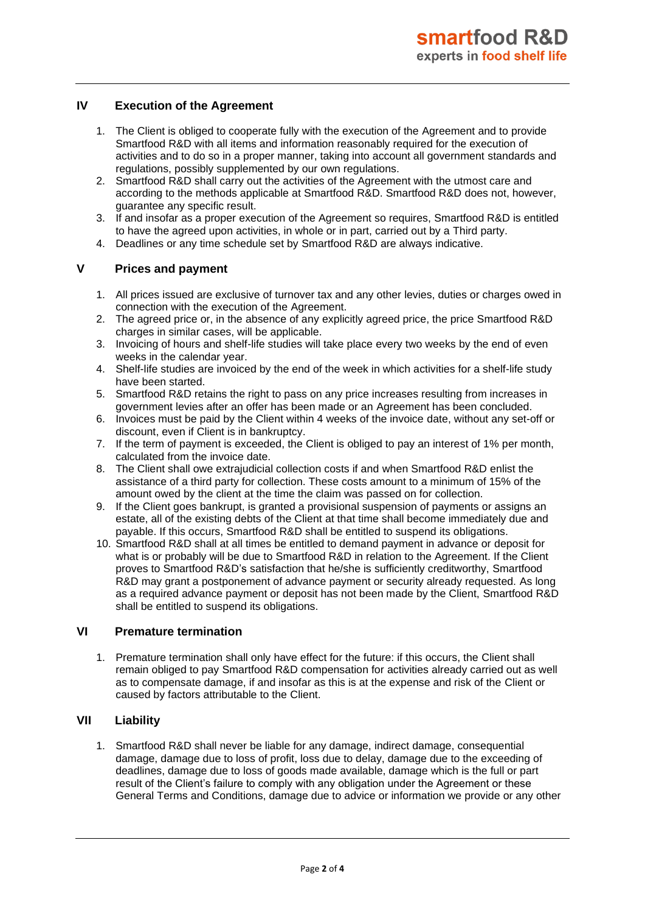## IV Execution of the Agreement

1. The Client is obliged to cooperate fully with the execution of the Agreement and to provide Smartfood R&D with all items and information reasonably required for the execution of activities and to do so in a proper manner, taking into account all government standards and regulations, possibly supplemented by our own regulations.
2. Smartfood R&D shall carry out the activities of the Agreement with the utmost care and according to the methods applicable at Smartfood R&D. Smartfood R&D does not, however, guarantee any specific result.
3. If and insofar as a proper execution of the Agreement so requires, Smartfood R&D is entitled to have the agreed upon activities, in whole or in part, carried out by a Third party.
4. Deadlines or any time schedule set by Smartfood R&D are always indicative.

## V Prices and payment

1. All prices issued are exclusive of turnover tax and any other levies, duties or charges owed in connection with the execution of the Agreement.
2. The agreed price or, in the absence of any explicitly agreed price, the price Smartfood R&D charges in similar cases, will be applicable.
3. Invoicing of hours and shelf-life studies will take place every two weeks by the end of even weeks in the calendar year.
4. Shelf-life studies are invoiced by the end of the week in which activities for a shelf-life study have been started.
5. Smartfood R&D retains the right to pass on any price increases resulting from increases in government levies after an offer has been made or an Agreement has been concluded.
6. Invoices must be paid by the Client within 4 weeks of the invoice date, without any set-off or discount, even if Client is in bankruptcy.
7. If the term of payment is exceeded, the Client is obliged to pay an interest of 1% per month, calculated from the invoice date.
8. The Client shall owe extrajudicial collection costs if and when Smartfood R&D enlist the assistance of a third party for collection. These costs amount to a minimum of 15% of the amount owed by the client at the time the claim was passed on for collection.
9. If the Client goes bankrupt, is granted a provisional suspension of payments or assigns an estate, all of the existing debts of the Client at that time shall become immediately due and payable. If this occurs, Smartfood R&D shall be entitled to suspend its obligations.
10. Smartfood R&D shall at all times be entitled to demand payment in advance or deposit for what is or probably will be due to Smartfood R&D in relation to the Agreement. If the Client proves to Smartfood R&D's satisfaction that he/she is sufficiently creditworthy, Smartfood R&D may grant a postponement of advance payment or security already requested. As long as a required advance payment or deposit has not been made by the Client, Smartfood R&D shall be entitled to suspend its obligations.

## VI Premature termination

1. Premature termination shall only have effect for the future: if this occurs, the Client shall remain obliged to pay Smartfood R&D compensation for activities already carried out as well as to compensate damage, if and insofar as this is at the expense and risk of the Client or caused by factors attributable to the Client.

## VII Liability

1. Smartfood R&D shall never be liable for any damage, indirect damage, consequential damage, damage due to loss of profit, loss due to delay, damage due to the exceeding of deadlines, damage due to loss of goods made available, damage which is the full or part result of the Client's failure to comply with any obligation under the Agreement or these General Terms and Conditions, damage due to advice or information we provide or any other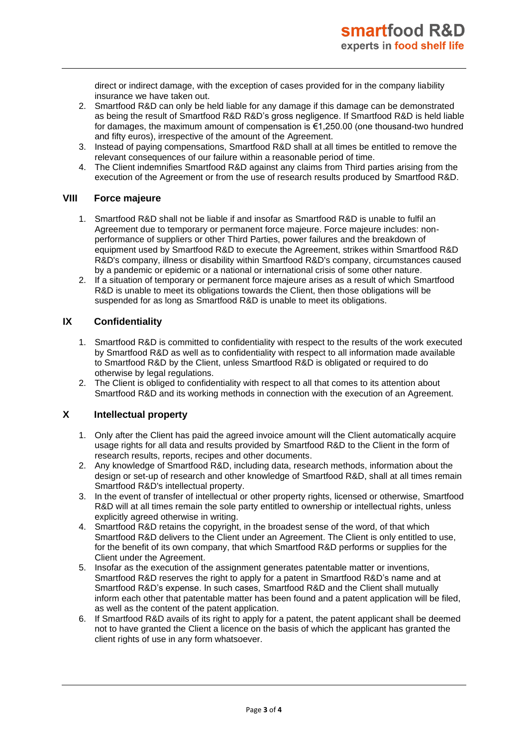direct or indirect damage, with the exception of cases provided for in the company liability insurance we have taken out.

2. Smartfood R&D can only be held liable for any damage if this damage can be demonstrated as being the result of Smartfood R&D R&D's gross negligence. If Smartfood R&D is held liable for damages, the maximum amount of compensation is €1,250.00 (one thousand-two hundred and fifty euros), irrespective of the amount of the Agreement.
3. Instead of paying compensations, Smartfood R&D shall at all times be entitled to remove the relevant consequences of our failure within a reasonable period of time.
4. The Client indemnifies Smartfood R&D against any claims from Third parties arising from the execution of the Agreement or from the use of research results produced by Smartfood R&D.

## VIII Force majeure

1. Smartfood R&D shall not be liable if and insofar as Smartfood R&D is unable to fulfil an Agreement due to temporary or permanent force majeure. Force majeure includes: non-performance of suppliers or other Third Parties, power failures and the breakdown of equipment used by Smartfood R&D to execute the Agreement, strikes within Smartfood R&D R&D's company, illness or disability within Smartfood R&D's company, circumstances caused by a pandemic or epidemic or a national or international crisis of some other nature.
2. If a situation of temporary or permanent force majeure arises as a result of which Smartfood R&D is unable to meet its obligations towards the Client, then those obligations will be suspended for as long as Smartfood R&D is unable to meet its obligations.

## IX Confidentiality

1. Smartfood R&D is committed to confidentiality with respect to the results of the work executed by Smartfood R&D as well as to confidentiality with respect to all information made available to Smartfood R&D by the Client, unless Smartfood R&D is obligated or required to do otherwise by legal regulations.
2. The Client is obliged to confidentiality with respect to all that comes to its attention about Smartfood R&D and its working methods in connection with the execution of an Agreement.

## X Intellectual property

1. Only after the Client has paid the agreed invoice amount will the Client automatically acquire usage rights for all data and results provided by Smartfood R&D to the Client in the form of research results, reports, recipes and other documents.
2. Any knowledge of Smartfood R&D, including data, research methods, information about the design or set-up of research and other knowledge of Smartfood R&D, shall at all times remain Smartfood R&D's intellectual property.
3. In the event of transfer of intellectual or other property rights, licensed or otherwise, Smartfood R&D will at all times remain the sole party entitled to ownership or intellectual rights, unless explicitly agreed otherwise in writing.
4. Smartfood R&D retains the copyright, in the broadest sense of the word, of that which Smartfood R&D delivers to the Client under an Agreement. The Client is only entitled to use, for the benefit of its own company, that which Smartfood R&D performs or supplies for the Client under the Agreement.
5. Insofar as the execution of the assignment generates patentable matter or inventions, Smartfood R&D reserves the right to apply for a patent in Smartfood R&D's name and at Smartfood R&D's expense. In such cases, Smartfood R&D and the Client shall mutually inform each other that patentable matter has been found and a patent application will be filed, as well as the content of the patent application.
6. If Smartfood R&D avails of its right to apply for a patent, the patent applicant shall be deemed not to have granted the Client a licence on the basis of which the applicant has granted the client rights of use in any form whatsoever.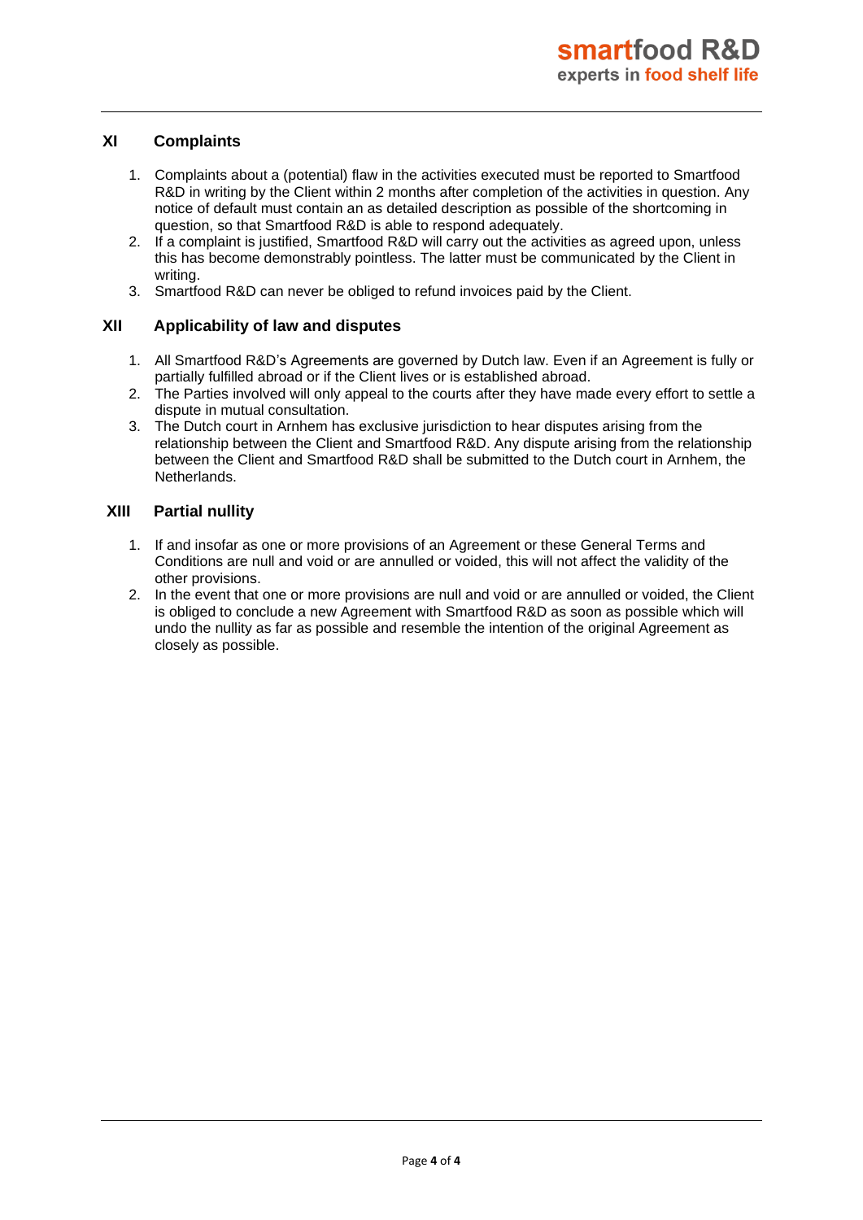## XI Complaints

1. Complaints about a (potential) flaw in the activities executed must be reported to Smartfood R&D in writing by the Client within 2 months after completion of the activities in question. Any notice of default must contain an as detailed description as possible of the shortcoming in question, so that Smartfood R&D is able to respond adequately.
2. If a complaint is justified, Smartfood R&D will carry out the activities as agreed upon, unless this has become demonstrably pointless. The latter must be communicated by the Client in writing.
3. Smartfood R&D can never be obliged to refund invoices paid by the Client.

## XII Applicability of law and disputes

1. All Smartfood R&D's Agreements are governed by Dutch law. Even if an Agreement is fully or partially fulfilled abroad or if the Client lives or is established abroad.
2. The Parties involved will only appeal to the courts after they have made every effort to settle a dispute in mutual consultation.
3. The Dutch court in Arnhem has exclusive jurisdiction to hear disputes arising from the relationship between the Client and Smartfood R&D. Any dispute arising from the relationship between the Client and Smartfood R&D shall be submitted to the Dutch court in Arnhem, the Netherlands.

## XIII Partial nullity

1. If and insofar as one or more provisions of an Agreement or these General Terms and Conditions are null and void or are annulled or voided, this will not affect the validity of the other provisions.
2. In the event that one or more provisions are null and void or are annulled or voided, the Client is obliged to conclude a new Agreement with Smartfood R&D as soon as possible which will undo the nullity as far as possible and resemble the intention of the original Agreement as closely as possible.